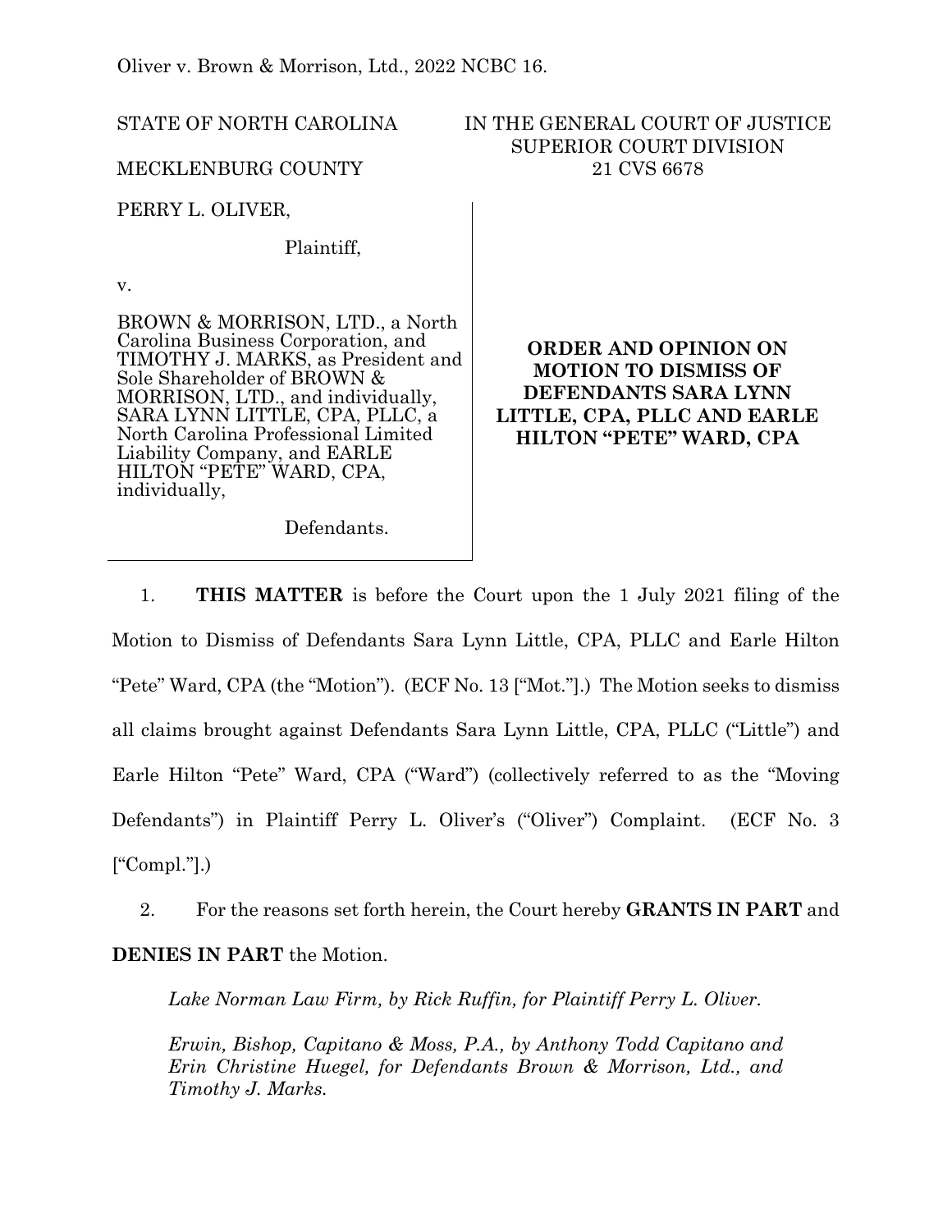Oliver v. Brown & Morrison, Ltd., 2022 NCBC 16.

STATE OF NORTH CAROLINA

MECKLENBURG COUNTY

IN THE GENERAL COURT OF JUSTICE
SUPERIOR COURT DIVISION
21 CVS 6678

PERRY L. OLIVER,

Plaintiff,

v.

BROWN & MORRISON, LTD., a North Carolina Business Corporation, and TIMOTHY J. MARKS, as President and Sole Shareholder of BROWN & MORRISON, LTD., and individually, SARA LYNN LITTLE, CPA, PLLC, a North Carolina Professional Limited Liability Company, and EARLE HILTON "PETE" WARD, CPA, individually,

Defendants.

**ORDER AND OPINION ON MOTION TO DISMISS OF DEFENDANTS SARA LYNN LITTLE, CPA, PLLC AND EARLE HILTON "PETE" WARD, CPA**

1. **THIS MATTER** is before the Court upon the 1 July 2021 filing of the Motion to Dismiss of Defendants Sara Lynn Little, CPA, PLLC and Earle Hilton "Pete" Ward, CPA (the "Motion"). (ECF No. 13 ["Mot."].) The Motion seeks to dismiss all claims brought against Defendants Sara Lynn Little, CPA, PLLC ("Little") and Earle Hilton "Pete" Ward, CPA ("Ward") (collectively referred to as the "Moving Defendants") in Plaintiff Perry L. Oliver's ("Oliver") Complaint. (ECF No. 3 ["Compl."].)

2. For the reasons set forth herein, the Court hereby **GRANTS IN PART** and **DENIES IN PART** the Motion.

*Lake Norman Law Firm, by Rick Ruffin, for Plaintiff Perry L. Oliver.*

*Erwin, Bishop, Capitano & Moss, P.A., by Anthony Todd Capitano and Erin Christine Huegel, for Defendants Brown & Morrison, Ltd., and Timothy J. Marks.*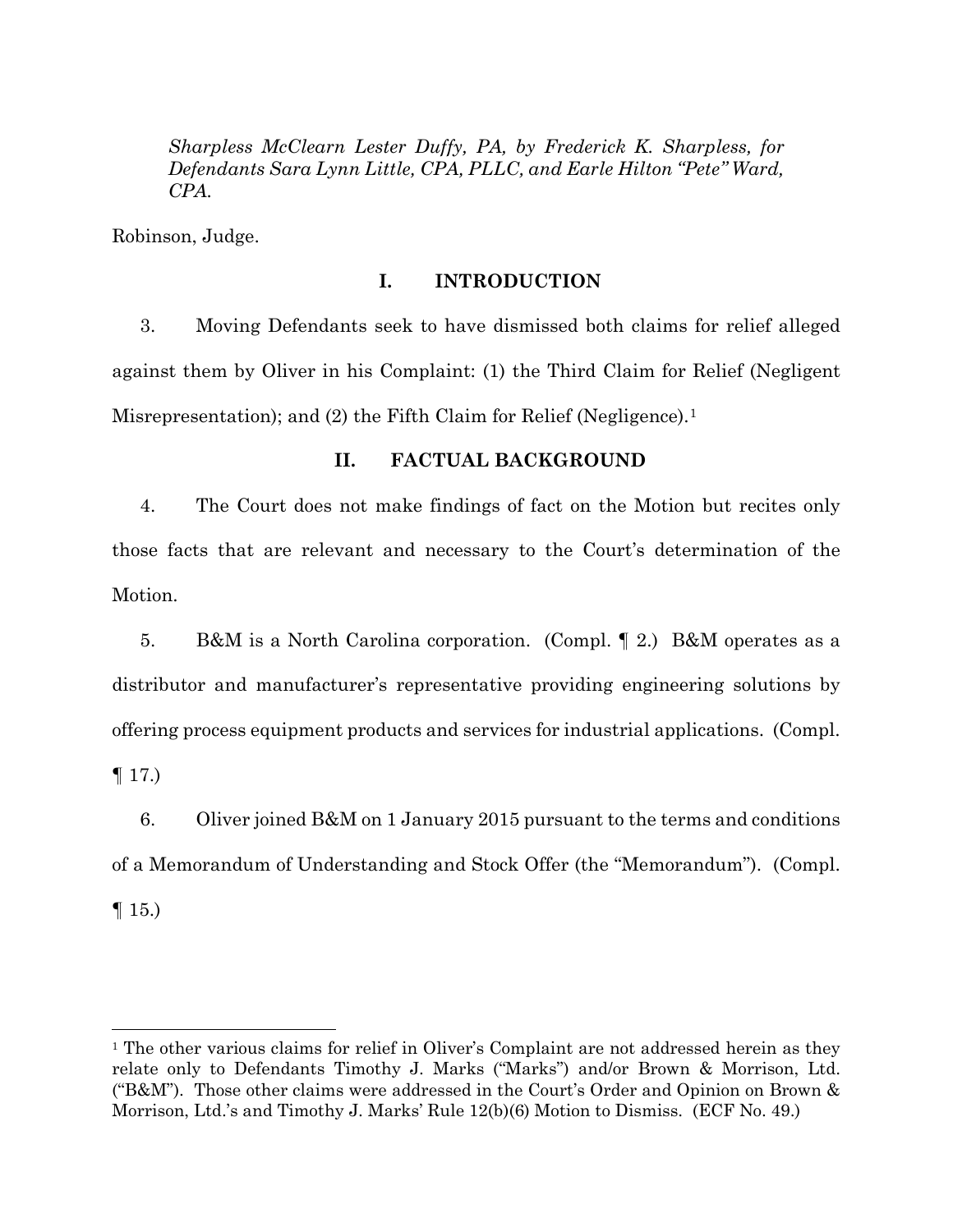*Sharpless McClearn Lester Duffy, PA, by Frederick K. Sharpless, for Defendants Sara Lynn Little, CPA, PLLC, and Earle Hilton "Pete" Ward, CPA.*

Robinson, Judge.

## I. INTRODUCTION

3. Moving Defendants seek to have dismissed both claims for relief alleged against them by Oliver in his Complaint: (1) the Third Claim for Relief (Negligent Misrepresentation); and (2) the Fifth Claim for Relief (Negligence).[1]

## II. FACTUAL BACKGROUND

4. The Court does not make findings of fact on the Motion but recites only those facts that are relevant and necessary to the Court's determination of the Motion.

5. B&M is a North Carolina corporation. (Compl. ¶ 2.) B&M operates as a distributor and manufacturer's representative providing engineering solutions by offering process equipment products and services for industrial applications. (Compl. ¶ 17.)

6. Oliver joined B&M on 1 January 2015 pursuant to the terms and conditions of a Memorandum of Understanding and Stock Offer (the "Memorandum"). (Compl. ¶ 15.)

---

[1] The other various claims for relief in Oliver's Complaint are not addressed herein as they relate only to Defendants Timothy J. Marks ("Marks") and/or Brown & Morrison, Ltd. ("B&M"). Those other claims were addressed in the Court's Order and Opinion on Brown & Morrison, Ltd.'s and Timothy J. Marks' Rule 12(b)(6) Motion to Dismiss. (ECF No. 49.)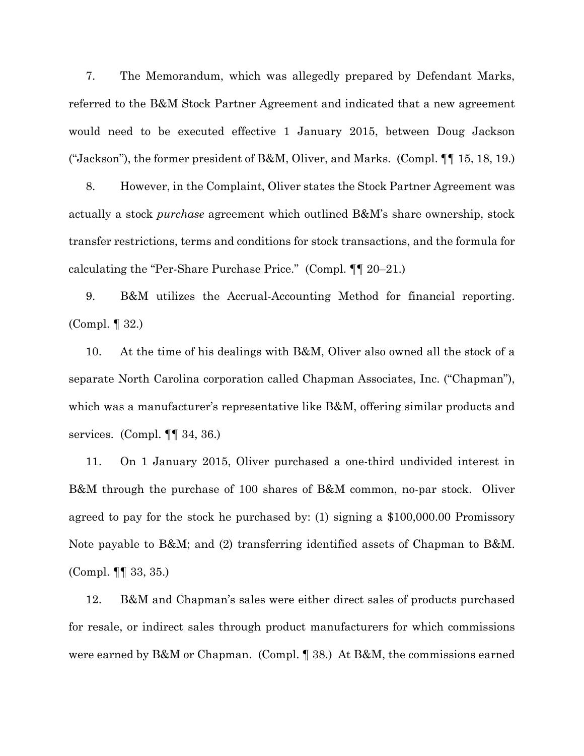7. The Memorandum, which was allegedly prepared by Defendant Marks, referred to the B&M Stock Partner Agreement and indicated that a new agreement would need to be executed effective 1 January 2015, between Doug Jackson ("Jackson"), the former president of B&M, Oliver, and Marks. (Compl. ¶¶ 15, 18, 19.)

8. However, in the Complaint, Oliver states the Stock Partner Agreement was actually a stock *purchase* agreement which outlined B&M's share ownership, stock transfer restrictions, terms and conditions for stock transactions, and the formula for calculating the "Per-Share Purchase Price." (Compl. ¶¶ 20–21.)

9. B&M utilizes the Accrual-Accounting Method for financial reporting. (Compl. ¶ 32.)

10. At the time of his dealings with B&M, Oliver also owned all the stock of a separate North Carolina corporation called Chapman Associates, Inc. ("Chapman"), which was a manufacturer's representative like B&M, offering similar products and services. (Compl. ¶¶ 34, 36.)

11. On 1 January 2015, Oliver purchased a one-third undivided interest in B&M through the purchase of 100 shares of B&M common, no-par stock. Oliver agreed to pay for the stock he purchased by: (1) signing a $100,000.00 Promissory Note payable to B&M; and (2) transferring identified assets of Chapman to B&M. (Compl. ¶¶ 33, 35.)

12. B&M and Chapman's sales were either direct sales of products purchased for resale, or indirect sales through product manufacturers for which commissions were earned by B&M or Chapman. (Compl. ¶ 38.) At B&M, the commissions earned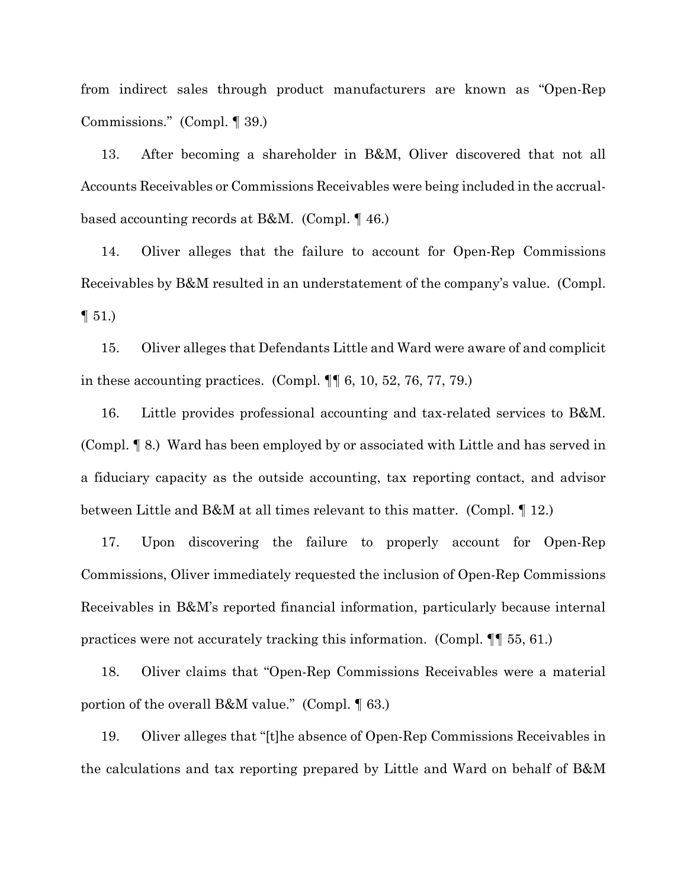from indirect sales through product manufacturers are known as "Open-Rep Commissions." (Compl. ¶ 39.)

13. After becoming a shareholder in B&M, Oliver discovered that not all Accounts Receivables or Commissions Receivables were being included in the accrual-based accounting records at B&M. (Compl. ¶ 46.)

14. Oliver alleges that the failure to account for Open-Rep Commissions Receivables by B&M resulted in an understatement of the company's value. (Compl. ¶ 51.)

15. Oliver alleges that Defendants Little and Ward were aware of and complicit in these accounting practices. (Compl. ¶¶ 6, 10, 52, 76, 77, 79.)

16. Little provides professional accounting and tax-related services to B&M. (Compl. ¶ 8.) Ward has been employed by or associated with Little and has served in a fiduciary capacity as the outside accounting, tax reporting contact, and advisor between Little and B&M at all times relevant to this matter. (Compl. ¶ 12.)

17. Upon discovering the failure to properly account for Open-Rep Commissions, Oliver immediately requested the inclusion of Open-Rep Commissions Receivables in B&M's reported financial information, particularly because internal practices were not accurately tracking this information. (Compl. ¶¶ 55, 61.)

18. Oliver claims that "Open-Rep Commissions Receivables were a material portion of the overall B&M value." (Compl. ¶ 63.)

19. Oliver alleges that "[t]he absence of Open-Rep Commissions Receivables in the calculations and tax reporting prepared by Little and Ward on behalf of B&M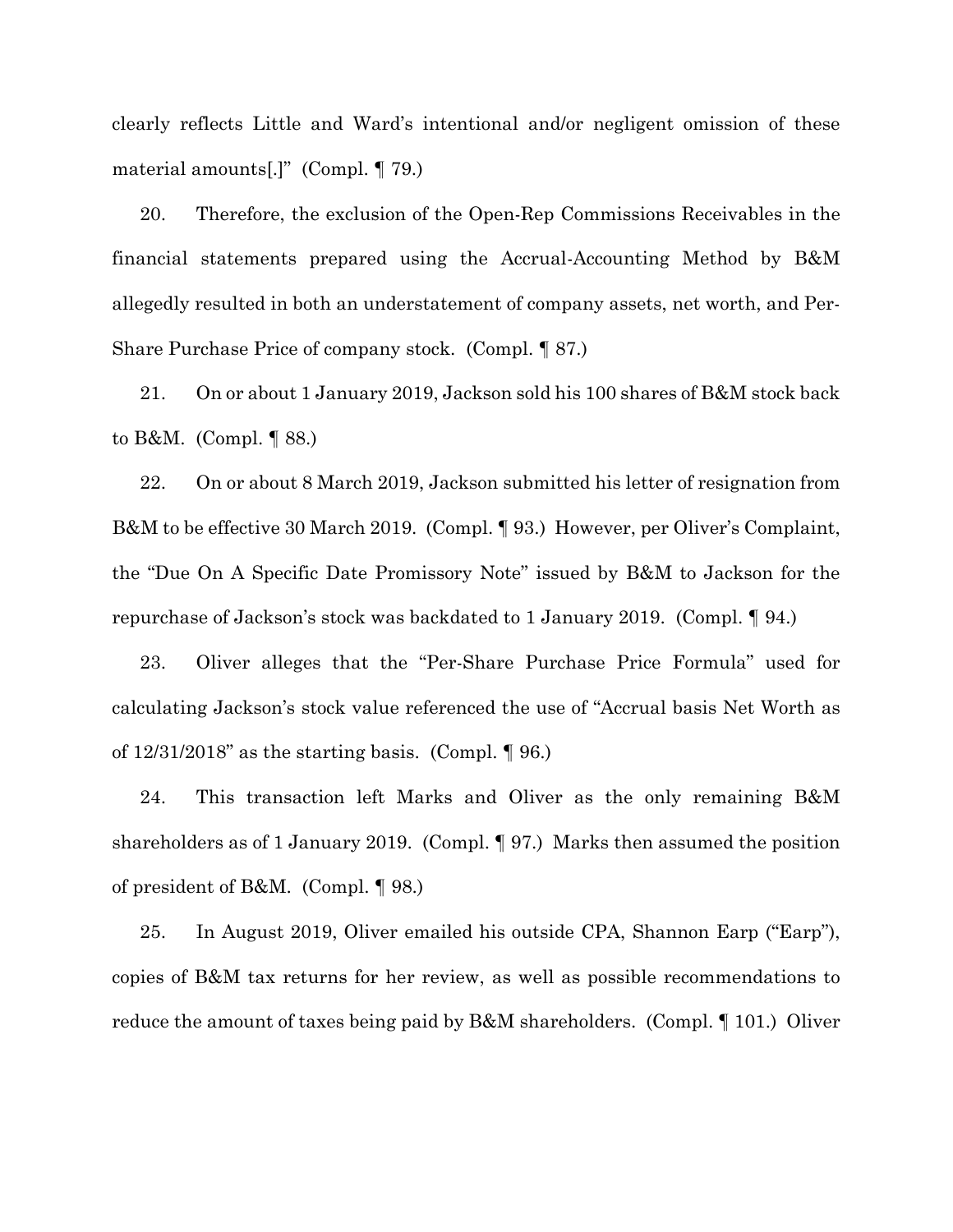clearly reflects Little and Ward's intentional and/or negligent omission of these material amounts[.]" (Compl. ¶ 79.)

20. Therefore, the exclusion of the Open-Rep Commissions Receivables in the financial statements prepared using the Accrual-Accounting Method by B&M allegedly resulted in both an understatement of company assets, net worth, and Per-Share Purchase Price of company stock. (Compl. ¶ 87.)

21. On or about 1 January 2019, Jackson sold his 100 shares of B&M stock back to B&M. (Compl. ¶ 88.)

22. On or about 8 March 2019, Jackson submitted his letter of resignation from B&M to be effective 30 March 2019. (Compl. ¶ 93.) However, per Oliver's Complaint, the "Due On A Specific Date Promissory Note" issued by B&M to Jackson for the repurchase of Jackson's stock was backdated to 1 January 2019. (Compl. ¶ 94.)

23. Oliver alleges that the "Per-Share Purchase Price Formula" used for calculating Jackson's stock value referenced the use of "Accrual basis Net Worth as of 12/31/2018" as the starting basis. (Compl. ¶ 96.)

24. This transaction left Marks and Oliver as the only remaining B&M shareholders as of 1 January 2019. (Compl. ¶ 97.) Marks then assumed the position of president of B&M. (Compl. ¶ 98.)

25. In August 2019, Oliver emailed his outside CPA, Shannon Earp ("Earp"), copies of B&M tax returns for her review, as well as possible recommendations to reduce the amount of taxes being paid by B&M shareholders. (Compl. ¶ 101.) Oliver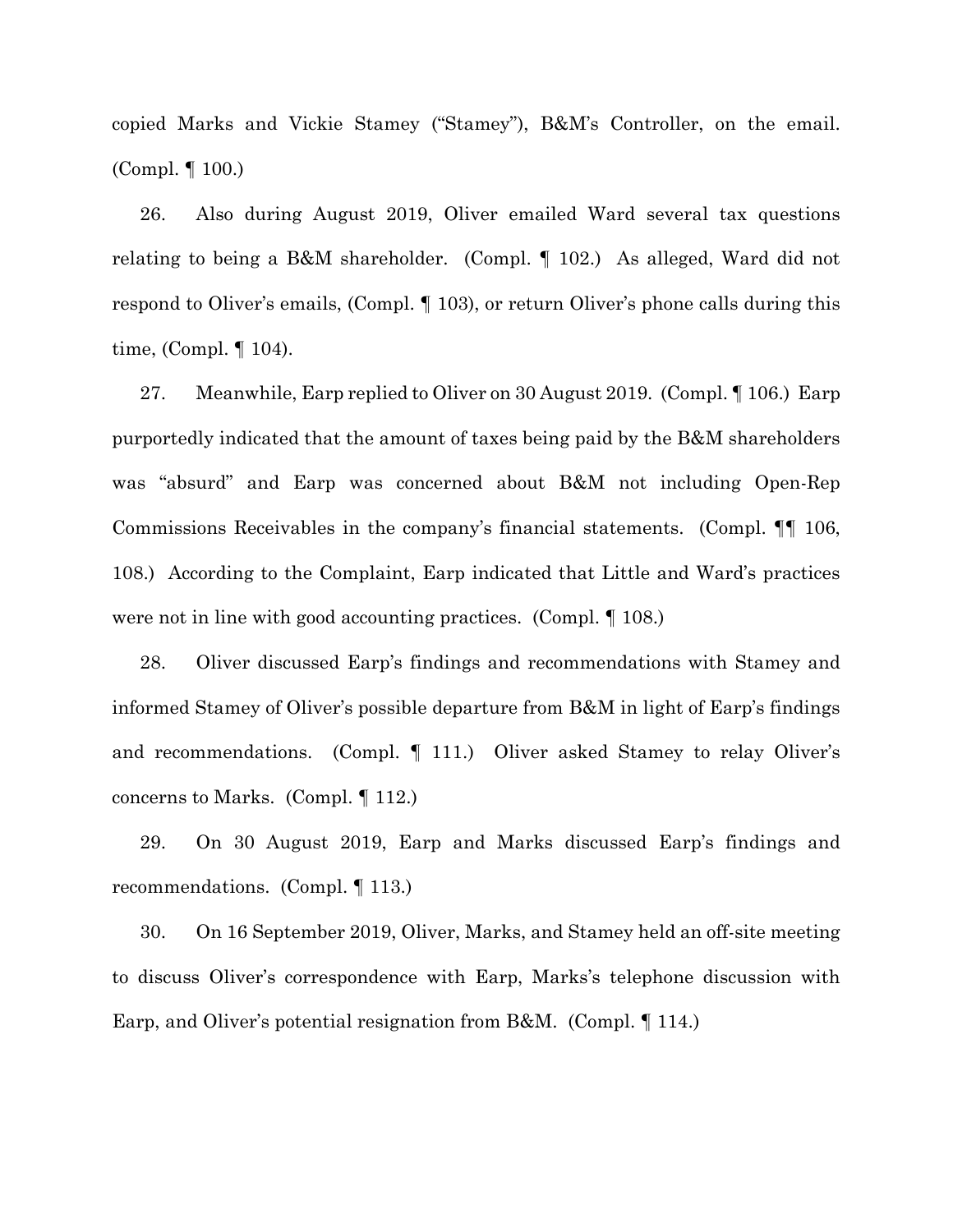copied Marks and Vickie Stamey ("Stamey"), B&M's Controller, on the email. (Compl. ¶ 100.)

26. Also during August 2019, Oliver emailed Ward several tax questions relating to being a B&M shareholder. (Compl. ¶ 102.) As alleged, Ward did not respond to Oliver's emails, (Compl. ¶ 103), or return Oliver's phone calls during this time, (Compl. ¶ 104).

27. Meanwhile, Earp replied to Oliver on 30 August 2019. (Compl. ¶ 106.) Earp purportedly indicated that the amount of taxes being paid by the B&M shareholders was "absurd" and Earp was concerned about B&M not including Open-Rep Commissions Receivables in the company's financial statements. (Compl. ¶¶ 106, 108.) According to the Complaint, Earp indicated that Little and Ward's practices were not in line with good accounting practices. (Compl. ¶ 108.)

28. Oliver discussed Earp's findings and recommendations with Stamey and informed Stamey of Oliver's possible departure from B&M in light of Earp's findings and recommendations. (Compl. ¶ 111.) Oliver asked Stamey to relay Oliver's concerns to Marks. (Compl. ¶ 112.)

29. On 30 August 2019, Earp and Marks discussed Earp's findings and recommendations. (Compl. ¶ 113.)

30. On 16 September 2019, Oliver, Marks, and Stamey held an off-site meeting to discuss Oliver's correspondence with Earp, Marks's telephone discussion with Earp, and Oliver's potential resignation from B&M. (Compl. ¶ 114.)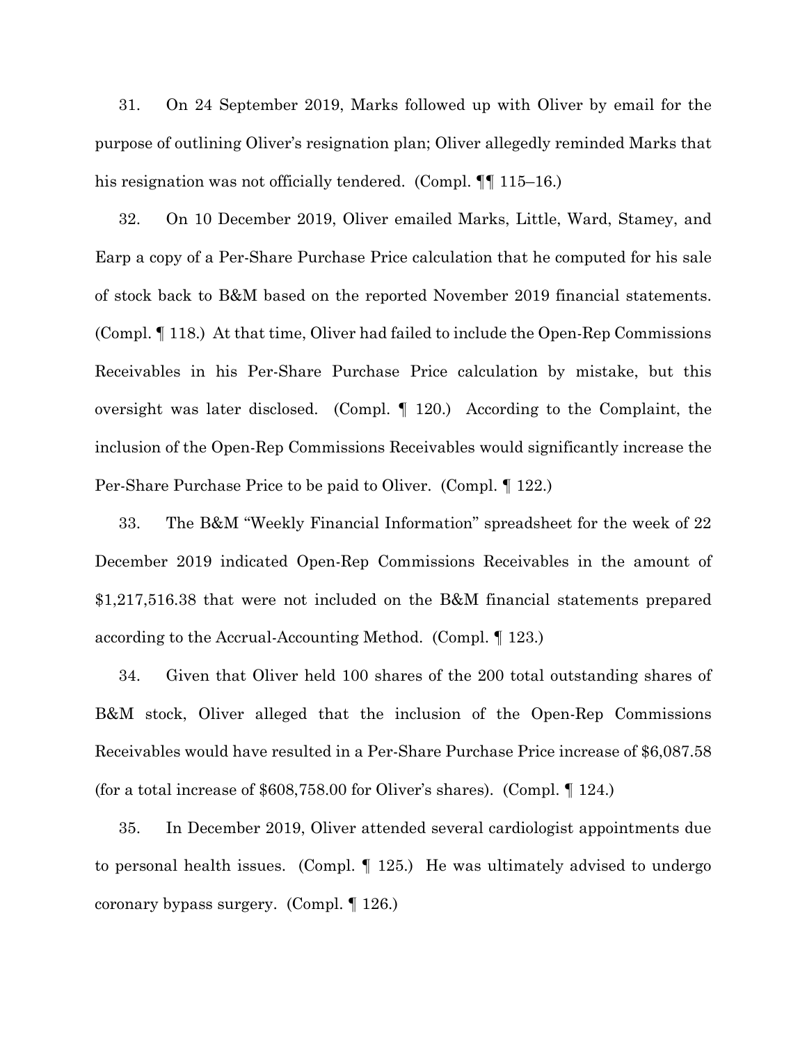31. On 24 September 2019, Marks followed up with Oliver by email for the purpose of outlining Oliver's resignation plan; Oliver allegedly reminded Marks that his resignation was not officially tendered. (Compl. ¶¶ 115–16.)

32. On 10 December 2019, Oliver emailed Marks, Little, Ward, Stamey, and Earp a copy of a Per-Share Purchase Price calculation that he computed for his sale of stock back to B&M based on the reported November 2019 financial statements. (Compl. ¶ 118.) At that time, Oliver had failed to include the Open-Rep Commissions Receivables in his Per-Share Purchase Price calculation by mistake, but this oversight was later disclosed. (Compl. ¶ 120.) According to the Complaint, the inclusion of the Open-Rep Commissions Receivables would significantly increase the Per-Share Purchase Price to be paid to Oliver. (Compl. ¶ 122.)

33. The B&M "Weekly Financial Information" spreadsheet for the week of 22 December 2019 indicated Open-Rep Commissions Receivables in the amount of $1,217,516.38 that were not included on the B&M financial statements prepared according to the Accrual-Accounting Method. (Compl. ¶ 123.)

34. Given that Oliver held 100 shares of the 200 total outstanding shares of B&M stock, Oliver alleged that the inclusion of the Open-Rep Commissions Receivables would have resulted in a Per-Share Purchase Price increase of $6,087.58 (for a total increase of $608,758.00 for Oliver's shares). (Compl. ¶ 124.)

35. In December 2019, Oliver attended several cardiologist appointments due to personal health issues. (Compl. ¶ 125.) He was ultimately advised to undergo coronary bypass surgery. (Compl. ¶ 126.)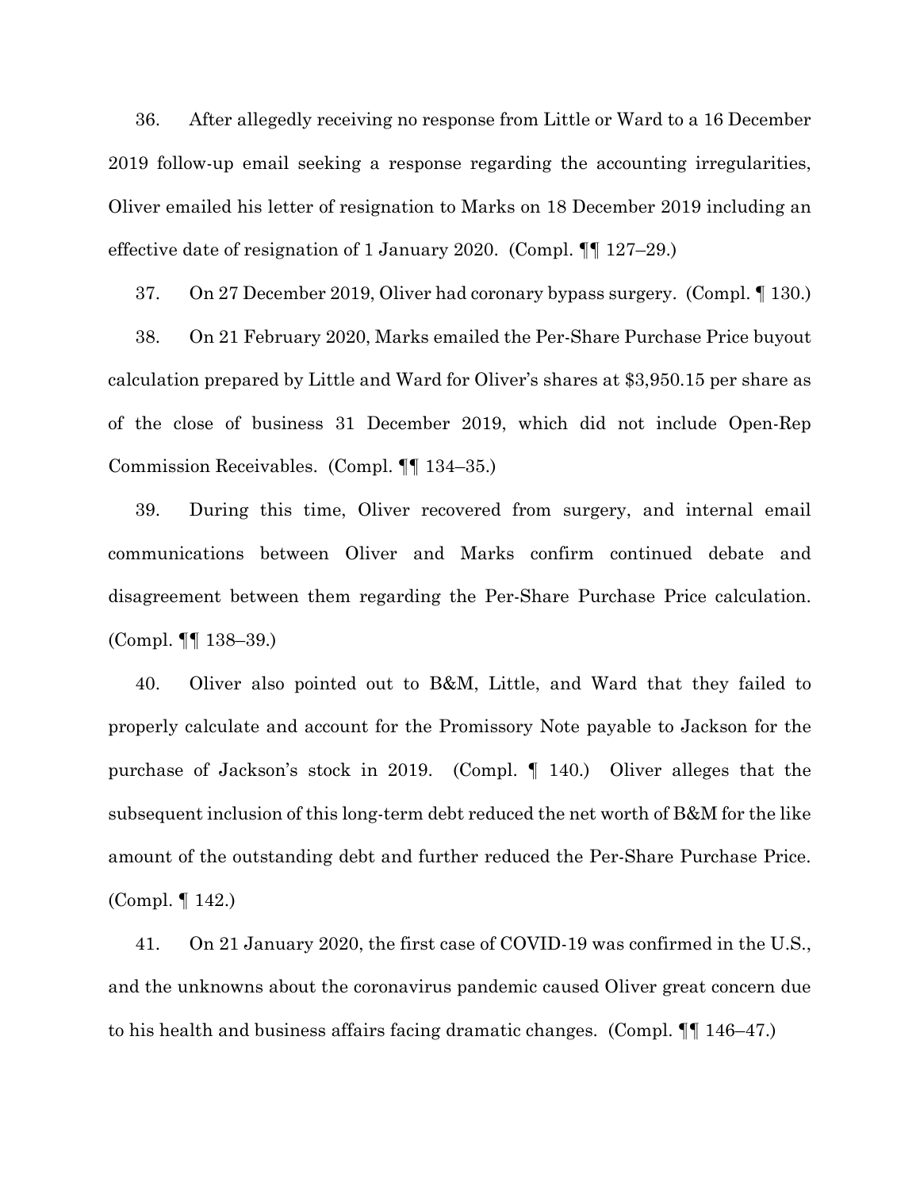36. After allegedly receiving no response from Little or Ward to a 16 December 2019 follow-up email seeking a response regarding the accounting irregularities, Oliver emailed his letter of resignation to Marks on 18 December 2019 including an effective date of resignation of 1 January 2020. (Compl. ¶¶ 127–29.)

37. On 27 December 2019, Oliver had coronary bypass surgery. (Compl. ¶ 130.)

38. On 21 February 2020, Marks emailed the Per-Share Purchase Price buyout calculation prepared by Little and Ward for Oliver's shares at $3,950.15 per share as of the close of business 31 December 2019, which did not include Open-Rep Commission Receivables. (Compl. ¶¶ 134–35.)

39. During this time, Oliver recovered from surgery, and internal email communications between Oliver and Marks confirm continued debate and disagreement between them regarding the Per-Share Purchase Price calculation. (Compl. ¶¶ 138–39.)

40. Oliver also pointed out to B&M, Little, and Ward that they failed to properly calculate and account for the Promissory Note payable to Jackson for the purchase of Jackson's stock in 2019. (Compl. ¶ 140.) Oliver alleges that the subsequent inclusion of this long-term debt reduced the net worth of B&M for the like amount of the outstanding debt and further reduced the Per-Share Purchase Price. (Compl. ¶ 142.)

41. On 21 January 2020, the first case of COVID-19 was confirmed in the U.S., and the unknowns about the coronavirus pandemic caused Oliver great concern due to his health and business affairs facing dramatic changes. (Compl. ¶¶ 146–47.)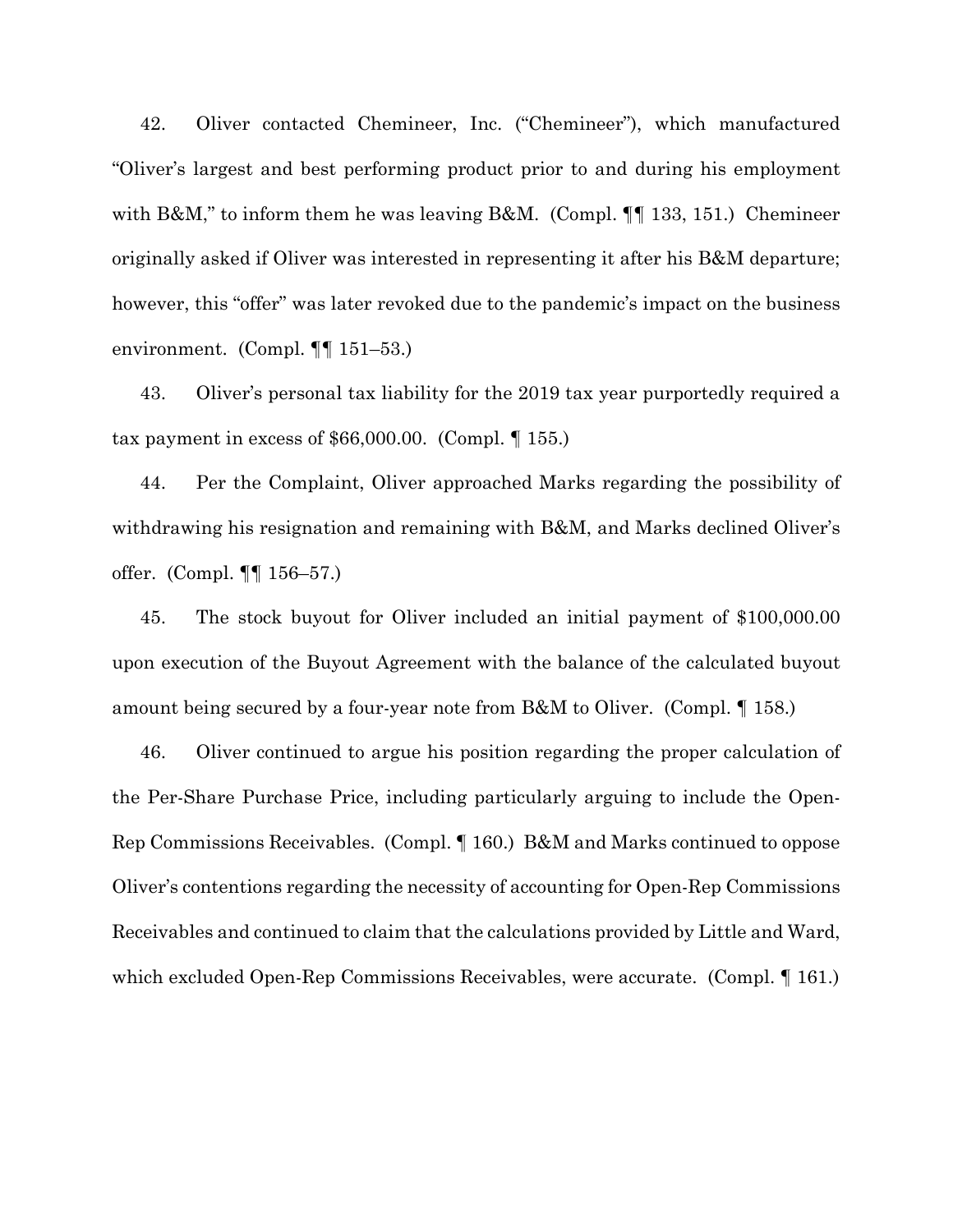42. Oliver contacted Chemineer, Inc. ("Chemineer"), which manufactured "Oliver's largest and best performing product prior to and during his employment with B&M," to inform them he was leaving B&M. (Compl. ¶¶ 133, 151.) Chemineer originally asked if Oliver was interested in representing it after his B&M departure; however, this "offer" was later revoked due to the pandemic's impact on the business environment. (Compl. ¶¶ 151–53.)

43. Oliver's personal tax liability for the 2019 tax year purportedly required a tax payment in excess of $66,000.00. (Compl. ¶ 155.)

44. Per the Complaint, Oliver approached Marks regarding the possibility of withdrawing his resignation and remaining with B&M, and Marks declined Oliver's offer. (Compl. ¶¶ 156–57.)

45. The stock buyout for Oliver included an initial payment of $100,000.00 upon execution of the Buyout Agreement with the balance of the calculated buyout amount being secured by a four-year note from B&M to Oliver. (Compl. ¶ 158.)

46. Oliver continued to argue his position regarding the proper calculation of the Per-Share Purchase Price, including particularly arguing to include the Open-Rep Commissions Receivables. (Compl. ¶ 160.) B&M and Marks continued to oppose Oliver's contentions regarding the necessity of accounting for Open-Rep Commissions Receivables and continued to claim that the calculations provided by Little and Ward, which excluded Open-Rep Commissions Receivables, were accurate. (Compl. ¶ 161.)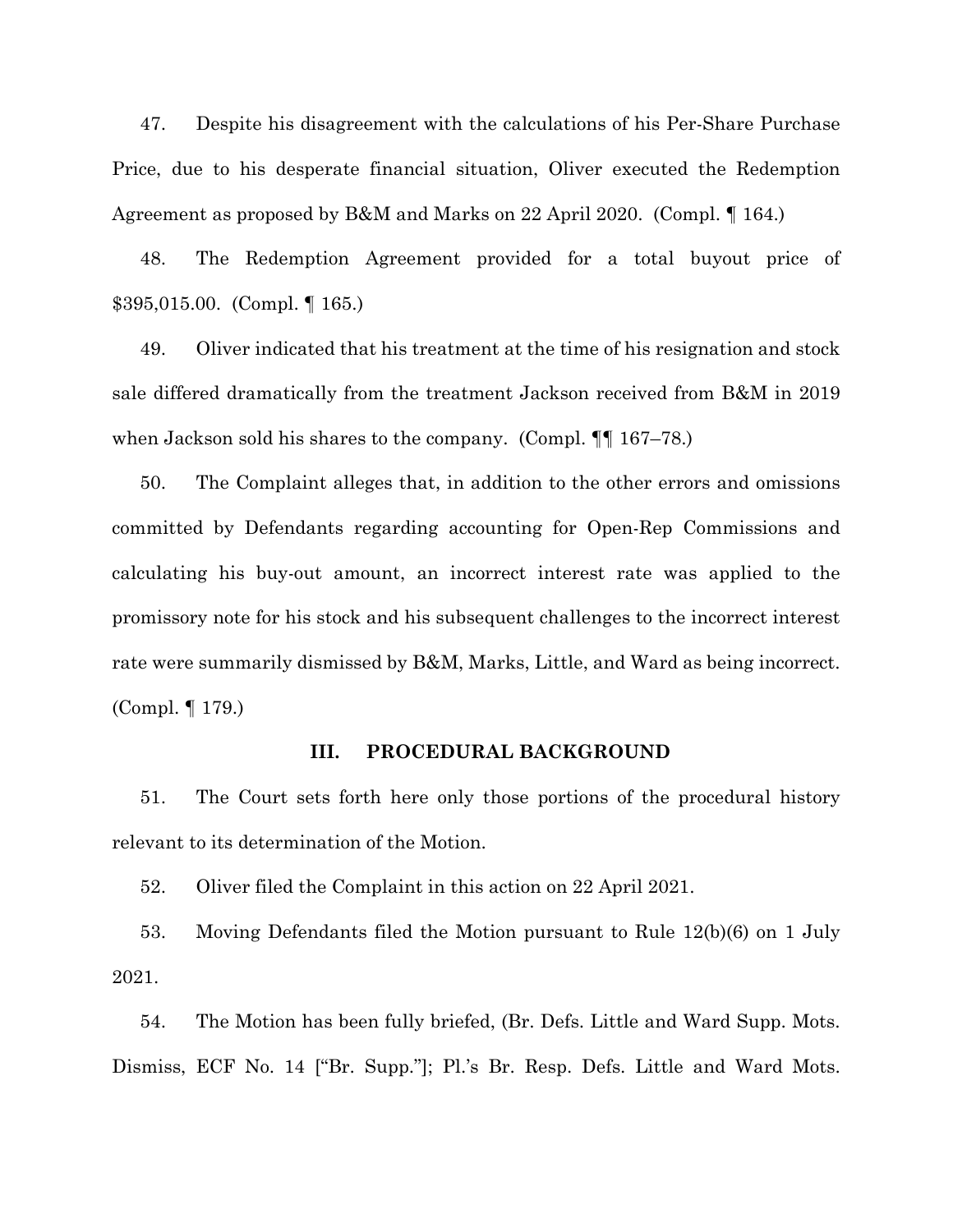47. Despite his disagreement with the calculations of his Per-Share Purchase Price, due to his desperate financial situation, Oliver executed the Redemption Agreement as proposed by B&M and Marks on 22 April 2020. (Compl. ¶ 164.)

48. The Redemption Agreement provided for a total buyout price of $395,015.00. (Compl. ¶ 165.)

49. Oliver indicated that his treatment at the time of his resignation and stock sale differed dramatically from the treatment Jackson received from B&M in 2019 when Jackson sold his shares to the company. (Compl. ¶¶ 167–78.)

50. The Complaint alleges that, in addition to the other errors and omissions committed by Defendants regarding accounting for Open-Rep Commissions and calculating his buy-out amount, an incorrect interest rate was applied to the promissory note for his stock and his subsequent challenges to the incorrect interest rate were summarily dismissed by B&M, Marks, Little, and Ward as being incorrect. (Compl. ¶ 179.)

## III. PROCEDURAL BACKGROUND

51. The Court sets forth here only those portions of the procedural history relevant to its determination of the Motion.

52. Oliver filed the Complaint in this action on 22 April 2021.

53. Moving Defendants filed the Motion pursuant to Rule 12(b)(6) on 1 July 2021.

54. The Motion has been fully briefed, (Br. Defs. Little and Ward Supp. Mots. Dismiss, ECF No. 14 ["Br. Supp."]; Pl.'s Br. Resp. Defs. Little and Ward Mots.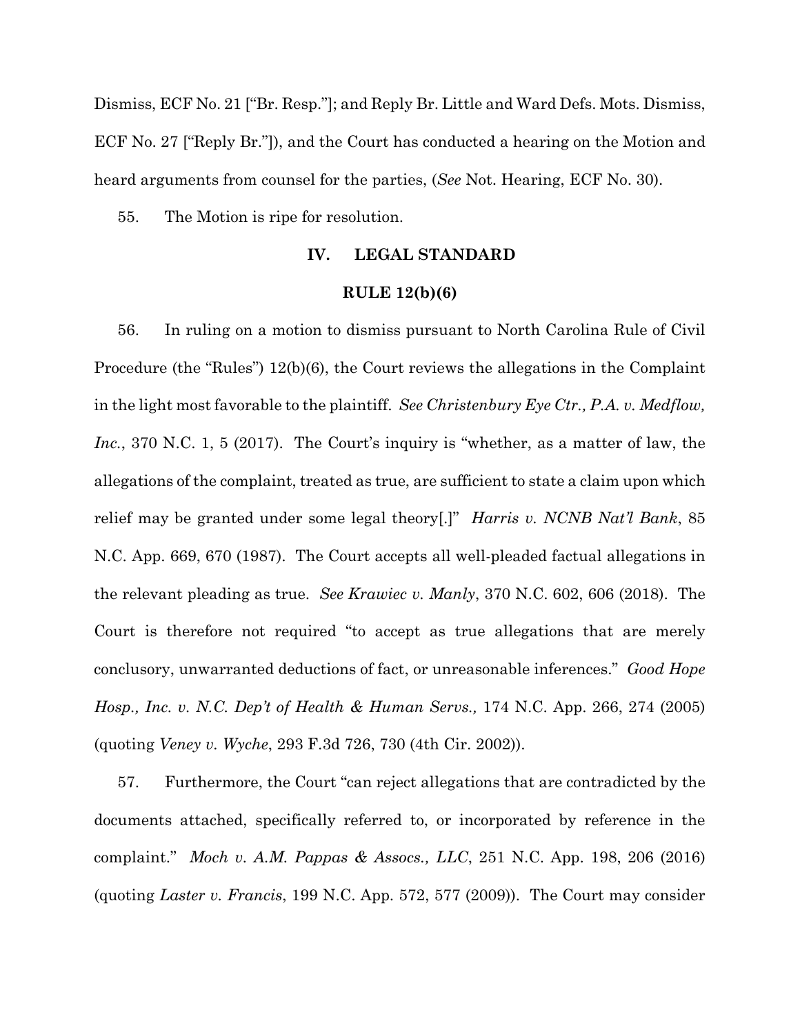Dismiss, ECF No. 21 ["Br. Resp."]; and Reply Br. Little and Ward Defs. Mots. Dismiss, ECF No. 27 ["Reply Br."]), and the Court has conducted a hearing on the Motion and heard arguments from counsel for the parties, (*See* Not. Hearing, ECF No. 30).

55. The Motion is ripe for resolution.

## IV. LEGAL STANDARD

### RULE 12(b)(6)

56. In ruling on a motion to dismiss pursuant to North Carolina Rule of Civil Procedure (the "Rules") 12(b)(6), the Court reviews the allegations in the Complaint in the light most favorable to the plaintiff. *See Christenbury Eye Ctr., P.A. v. Medflow, Inc.*, 370 N.C. 1, 5 (2017). The Court's inquiry is "whether, as a matter of law, the allegations of the complaint, treated as true, are sufficient to state a claim upon which relief may be granted under some legal theory[.]" *Harris v. NCNB Nat'l Bank*, 85 N.C. App. 669, 670 (1987). The Court accepts all well-pleaded factual allegations in the relevant pleading as true. *See Krawiec v. Manly*, 370 N.C. 602, 606 (2018). The Court is therefore not required "to accept as true allegations that are merely conclusory, unwarranted deductions of fact, or unreasonable inferences." *Good Hope Hosp., Inc. v. N.C. Dep't of Health & Human Servs.,* 174 N.C. App. 266, 274 (2005) (quoting *Veney v. Wyche*, 293 F.3d 726, 730 (4th Cir. 2002)).

57. Furthermore, the Court "can reject allegations that are contradicted by the documents attached, specifically referred to, or incorporated by reference in the complaint." *Moch v. A.M. Pappas & Assocs., LLC*, 251 N.C. App. 198, 206 (2016) (quoting *Laster v. Francis*, 199 N.C. App. 572, 577 (2009)). The Court may consider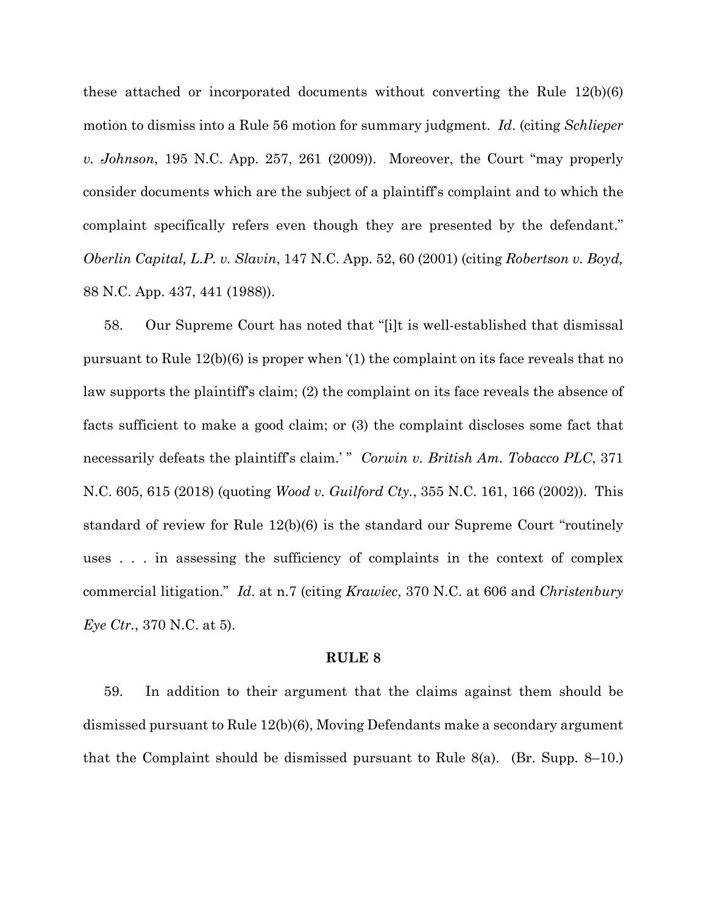these attached or incorporated documents without converting the Rule 12(b)(6) motion to dismiss into a Rule 56 motion for summary judgment. *Id*. (citing *Schlieper v. Johnson*, 195 N.C. App. 257, 261 (2009)). Moreover, the Court "may properly consider documents which are the subject of a plaintiff's complaint and to which the complaint specifically refers even though they are presented by the defendant." *Oberlin Capital, L.P. v. Slavin*, 147 N.C. App. 52, 60 (2001) (citing *Robertson v. Boyd,* 88 N.C. App. 437, 441 (1988)).

58. Our Supreme Court has noted that "[i]t is well-established that dismissal pursuant to Rule 12(b)(6) is proper when '(1) the complaint on its face reveals that no law supports the plaintiff's claim; (2) the complaint on its face reveals the absence of facts sufficient to make a good claim; or (3) the complaint discloses some fact that necessarily defeats the plaintiff's claim.' " *Corwin v. British Am. Tobacco PLC*, 371 N.C. 605, 615 (2018) (quoting *Wood v. Guilford Cty.*, 355 N.C. 161, 166 (2002)). This standard of review for Rule 12(b)(6) is the standard our Supreme Court "routinely uses . . . in assessing the sufficiency of complaints in the context of complex commercial litigation." *Id*. at n.7 (citing *Krawiec*, 370 N.C. at 606 and *Christenbury Eye Ctr.*, 370 N.C. at 5).

**RULE 8**

59. In addition to their argument that the claims against them should be dismissed pursuant to Rule 12(b)(6), Moving Defendants make a secondary argument that the Complaint should be dismissed pursuant to Rule 8(a). (Br. Supp. 8–10.)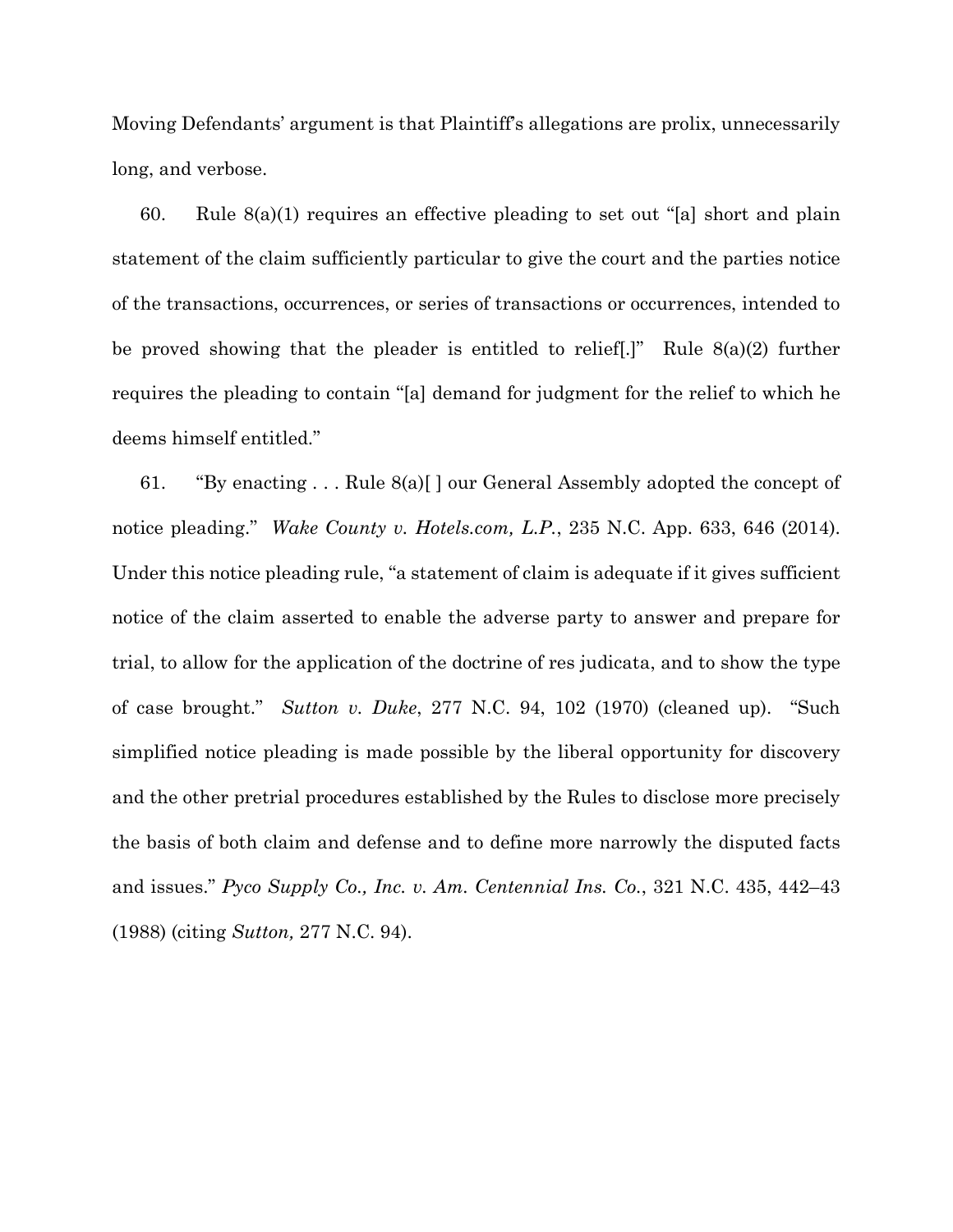Moving Defendants' argument is that Plaintiff's allegations are prolix, unnecessarily long, and verbose.

60. Rule 8(a)(1) requires an effective pleading to set out "[a] short and plain statement of the claim sufficiently particular to give the court and the parties notice of the transactions, occurrences, or series of transactions or occurrences, intended to be proved showing that the pleader is entitled to relief[.]" Rule 8(a)(2) further requires the pleading to contain "[a] demand for judgment for the relief to which he deems himself entitled."

61. "By enacting . . . Rule 8(a)[ ] our General Assembly adopted the concept of notice pleading." *Wake County v. Hotels.com, L.P.*, 235 N.C. App. 633, 646 (2014). Under this notice pleading rule, "a statement of claim is adequate if it gives sufficient notice of the claim asserted to enable the adverse party to answer and prepare for trial, to allow for the application of the doctrine of res judicata, and to show the type of case brought." *Sutton v. Duke*, 277 N.C. 94, 102 (1970) (cleaned up). "Such simplified notice pleading is made possible by the liberal opportunity for discovery and the other pretrial procedures established by the Rules to disclose more precisely the basis of both claim and defense and to define more narrowly the disputed facts and issues." *Pyco Supply Co., Inc. v. Am. Centennial Ins. Co.*, 321 N.C. 435, 442–43 (1988) (citing *Sutton,* 277 N.C. 94).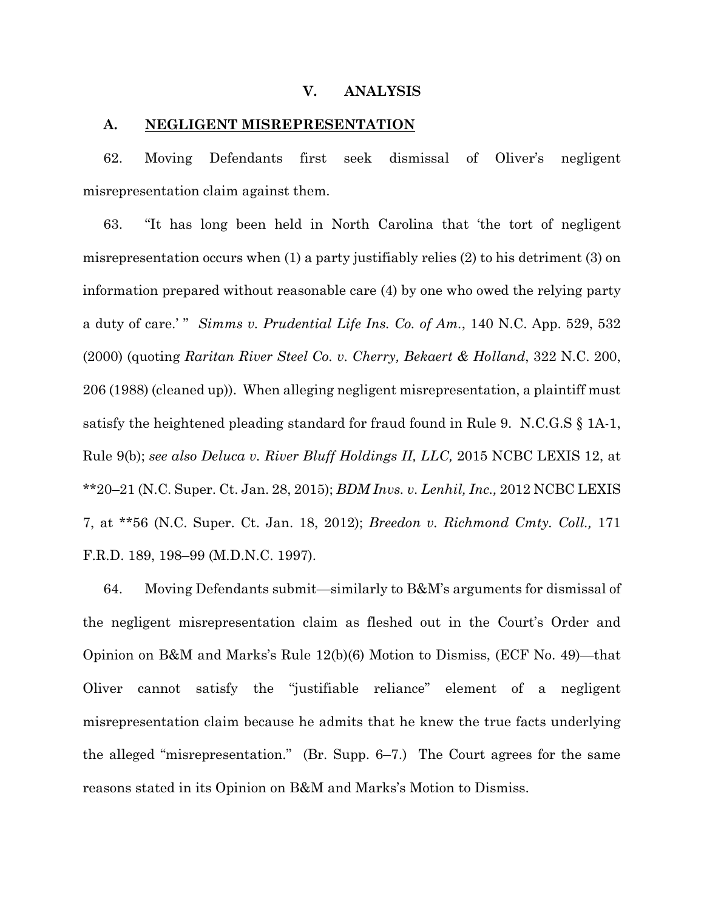## V. ANALYSIS

### A. NEGLIGENT MISREPRESENTATION

62. Moving Defendants first seek dismissal of Oliver's negligent misrepresentation claim against them.

63. "It has long been held in North Carolina that 'the tort of negligent misrepresentation occurs when (1) a party justifiably relies (2) to his detriment (3) on information prepared without reasonable care (4) by one who owed the relying party a duty of care.' " *Simms v. Prudential Life Ins. Co. of Am.*, 140 N.C. App. 529, 532 (2000) (quoting *Raritan River Steel Co. v. Cherry, Bekaert & Holland*, 322 N.C. 200, 206 (1988) (cleaned up)). When alleging negligent misrepresentation, a plaintiff must satisfy the heightened pleading standard for fraud found in Rule 9. N.C.G.S § 1A-1, Rule 9(b); *see also Deluca v. River Bluff Holdings II, LLC,* 2015 NCBC LEXIS 12, at **20–21 (N.C. Super. Ct. Jan. 28, 2015); *BDM Invs. v. Lenhil, Inc.,* 2012 NCBC LEXIS 7, at **56 (N.C. Super. Ct. Jan. 18, 2012); *Breedon v. Richmond Cmty. Coll.,* 171 F.R.D. 189, 198–99 (M.D.N.C. 1997).

64. Moving Defendants submit—similarly to B&M's arguments for dismissal of the negligent misrepresentation claim as fleshed out in the Court's Order and Opinion on B&M and Marks's Rule 12(b)(6) Motion to Dismiss, (ECF No. 49)—that Oliver cannot satisfy the "justifiable reliance" element of a negligent misrepresentation claim because he admits that he knew the true facts underlying the alleged "misrepresentation." (Br. Supp. 6–7.) The Court agrees for the same reasons stated in its Opinion on B&M and Marks's Motion to Dismiss.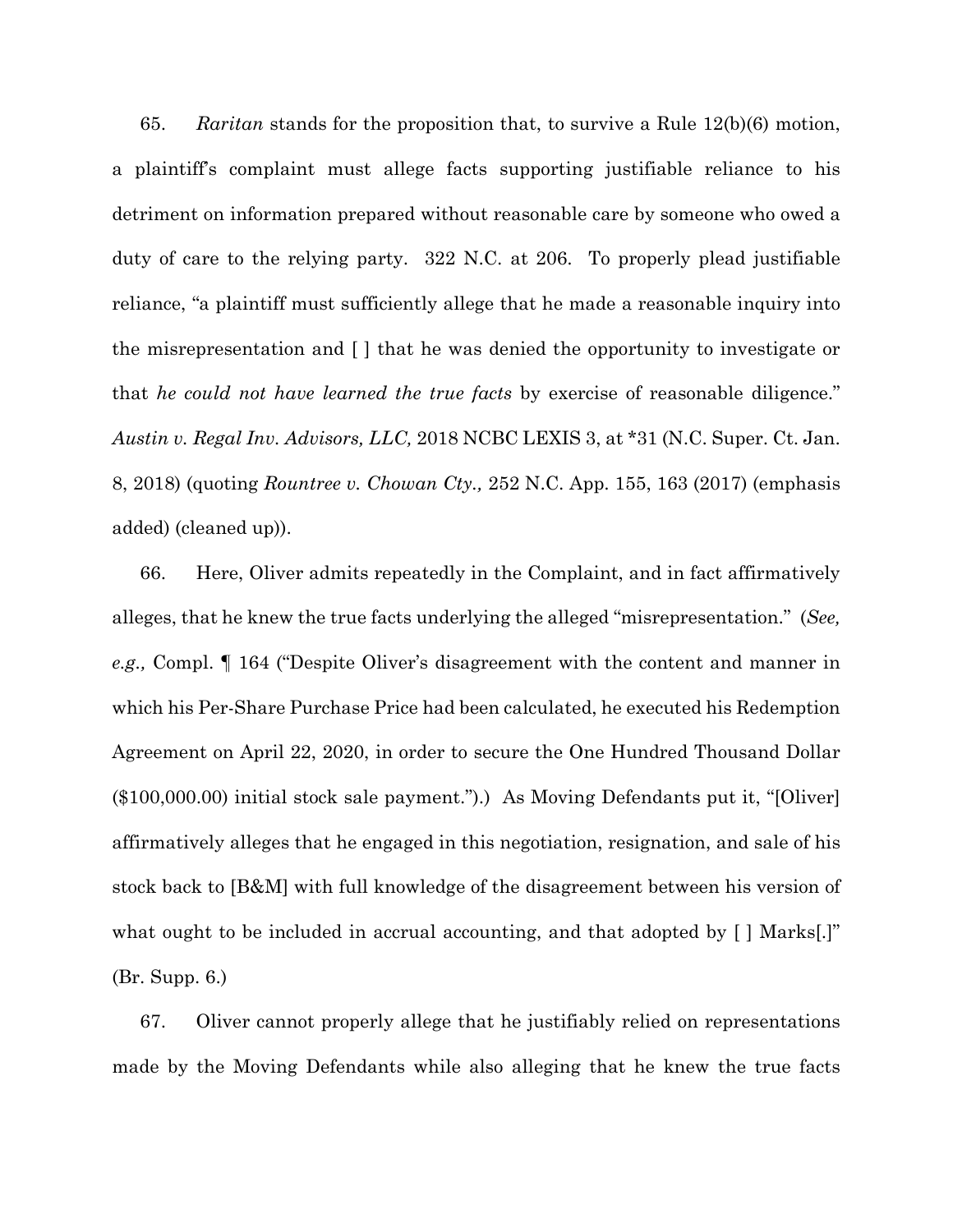65. *Raritan* stands for the proposition that, to survive a Rule 12(b)(6) motion, a plaintiff's complaint must allege facts supporting justifiable reliance to his detriment on information prepared without reasonable care by someone who owed a duty of care to the relying party. 322 N.C. at 206. To properly plead justifiable reliance, "a plaintiff must sufficiently allege that he made a reasonable inquiry into the misrepresentation and [ ] that he was denied the opportunity to investigate or that *he could not have learned the true facts* by exercise of reasonable diligence." *Austin v. Regal Inv. Advisors, LLC,* 2018 NCBC LEXIS 3, at *31 (N.C. Super. Ct. Jan. 8, 2018) (quoting *Rountree v. Chowan Cty.,* 252 N.C. App. 155, 163 (2017) (emphasis added) (cleaned up)).

66. Here, Oliver admits repeatedly in the Complaint, and in fact affirmatively alleges, that he knew the true facts underlying the alleged "misrepresentation." (*See, e.g.,* Compl. ¶ 164 ("Despite Oliver's disagreement with the content and manner in which his Per-Share Purchase Price had been calculated, he executed his Redemption Agreement on April 22, 2020, in order to secure the One Hundred Thousand Dollar ($100,000.00) initial stock sale payment.").) As Moving Defendants put it, "[Oliver] affirmatively alleges that he engaged in this negotiation, resignation, and sale of his stock back to [B&M] with full knowledge of the disagreement between his version of what ought to be included in accrual accounting, and that adopted by [ ] Marks[.]" (Br. Supp. 6.)

67. Oliver cannot properly allege that he justifiably relied on representations made by the Moving Defendants while also alleging that he knew the true facts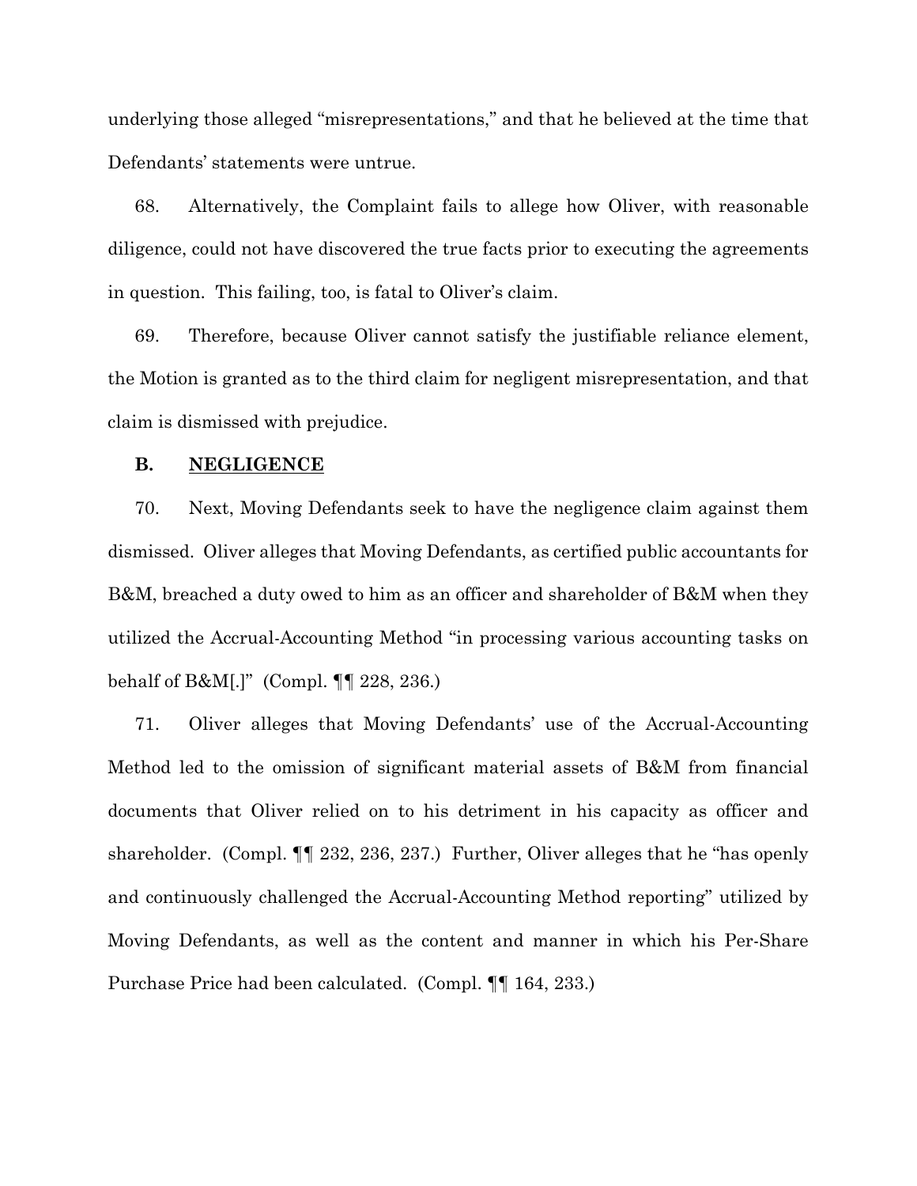underlying those alleged "misrepresentations," and that he believed at the time that Defendants' statements were untrue.

68. Alternatively, the Complaint fails to allege how Oliver, with reasonable diligence, could not have discovered the true facts prior to executing the agreements in question. This failing, too, is fatal to Oliver's claim.

69. Therefore, because Oliver cannot satisfy the justifiable reliance element, the Motion is granted as to the third claim for negligent misrepresentation, and that claim is dismissed with prejudice.

### B. <u>NEGLIGENCE</u>

70. Next, Moving Defendants seek to have the negligence claim against them dismissed. Oliver alleges that Moving Defendants, as certified public accountants for B&M, breached a duty owed to him as an officer and shareholder of B&M when they utilized the Accrual-Accounting Method "in processing various accounting tasks on behalf of B&M[.]" (Compl. ¶¶ 228, 236.)

71. Oliver alleges that Moving Defendants' use of the Accrual-Accounting Method led to the omission of significant material assets of B&M from financial documents that Oliver relied on to his detriment in his capacity as officer and shareholder. (Compl. ¶¶ 232, 236, 237.) Further, Oliver alleges that he "has openly and continuously challenged the Accrual-Accounting Method reporting" utilized by Moving Defendants, as well as the content and manner in which his Per-Share Purchase Price had been calculated. (Compl. ¶¶ 164, 233.)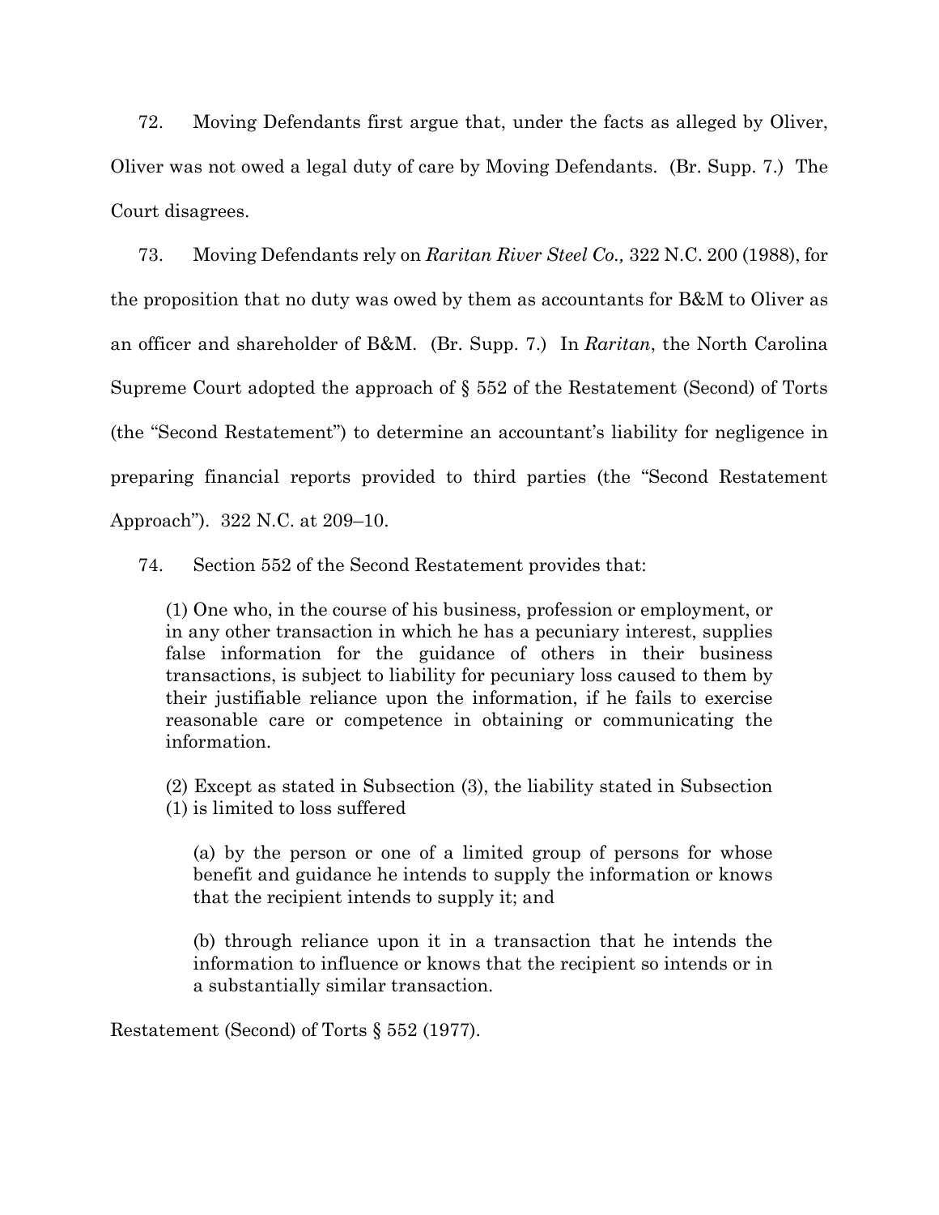72. Moving Defendants first argue that, under the facts as alleged by Oliver, Oliver was not owed a legal duty of care by Moving Defendants. (Br. Supp. 7.) The Court disagrees.

73. Moving Defendants rely on *Raritan River Steel Co.,* 322 N.C. 200 (1988), for the proposition that no duty was owed by them as accountants for B&M to Oliver as an officer and shareholder of B&M. (Br. Supp. 7.) In *Raritan*, the North Carolina Supreme Court adopted the approach of § 552 of the Restatement (Second) of Torts (the "Second Restatement") to determine an accountant's liability for negligence in preparing financial reports provided to third parties (the "Second Restatement Approach"). 322 N.C. at 209–10.

74. Section 552 of the Second Restatement provides that:

> (1) One who, in the course of his business, profession or employment, or in any other transaction in which he has a pecuniary interest, supplies false information for the guidance of others in their business transactions, is subject to liability for pecuniary loss caused to them by their justifiable reliance upon the information, if he fails to exercise reasonable care or competence in obtaining or communicating the information.
>
> (2) Except as stated in Subsection (3), the liability stated in Subsection (1) is limited to loss suffered
>
> > (a) by the person or one of a limited group of persons for whose benefit and guidance he intends to supply the information or knows that the recipient intends to supply it; and
> >
> > (b) through reliance upon it in a transaction that he intends the information to influence or knows that the recipient so intends or in a substantially similar transaction.

Restatement (Second) of Torts § 552 (1977).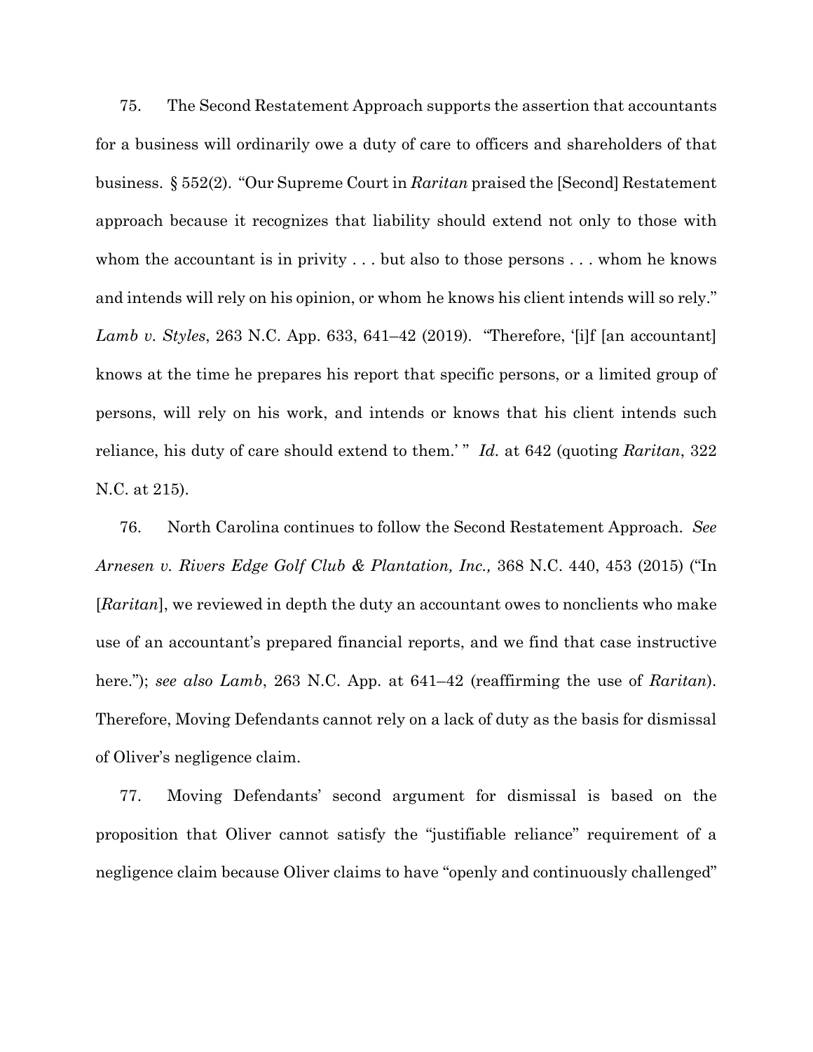75. The Second Restatement Approach supports the assertion that accountants for a business will ordinarily owe a duty of care to officers and shareholders of that business. § 552(2). "Our Supreme Court in *Raritan* praised the [Second] Restatement approach because it recognizes that liability should extend not only to those with whom the accountant is in privity . . . but also to those persons . . . whom he knows and intends will rely on his opinion, or whom he knows his client intends will so rely." *Lamb v. Styles*, 263 N.C. App. 633, 641–42 (2019). "Therefore, '[i]f [an accountant] knows at the time he prepares his report that specific persons, or a limited group of persons, will rely on his work, and intends or knows that his client intends such reliance, his duty of care should extend to them.' " *Id.* at 642 (quoting *Raritan*, 322 N.C. at 215).

76. North Carolina continues to follow the Second Restatement Approach. *See Arnesen v. Rivers Edge Golf Club & Plantation, Inc.,* 368 N.C. 440, 453 (2015) ("In [*Raritan*], we reviewed in depth the duty an accountant owes to nonclients who make use of an accountant's prepared financial reports, and we find that case instructive here."); *see also Lamb*, 263 N.C. App. at 641–42 (reaffirming the use of *Raritan*). Therefore, Moving Defendants cannot rely on a lack of duty as the basis for dismissal of Oliver's negligence claim.

77. Moving Defendants' second argument for dismissal is based on the proposition that Oliver cannot satisfy the "justifiable reliance" requirement of a negligence claim because Oliver claims to have "openly and continuously challenged"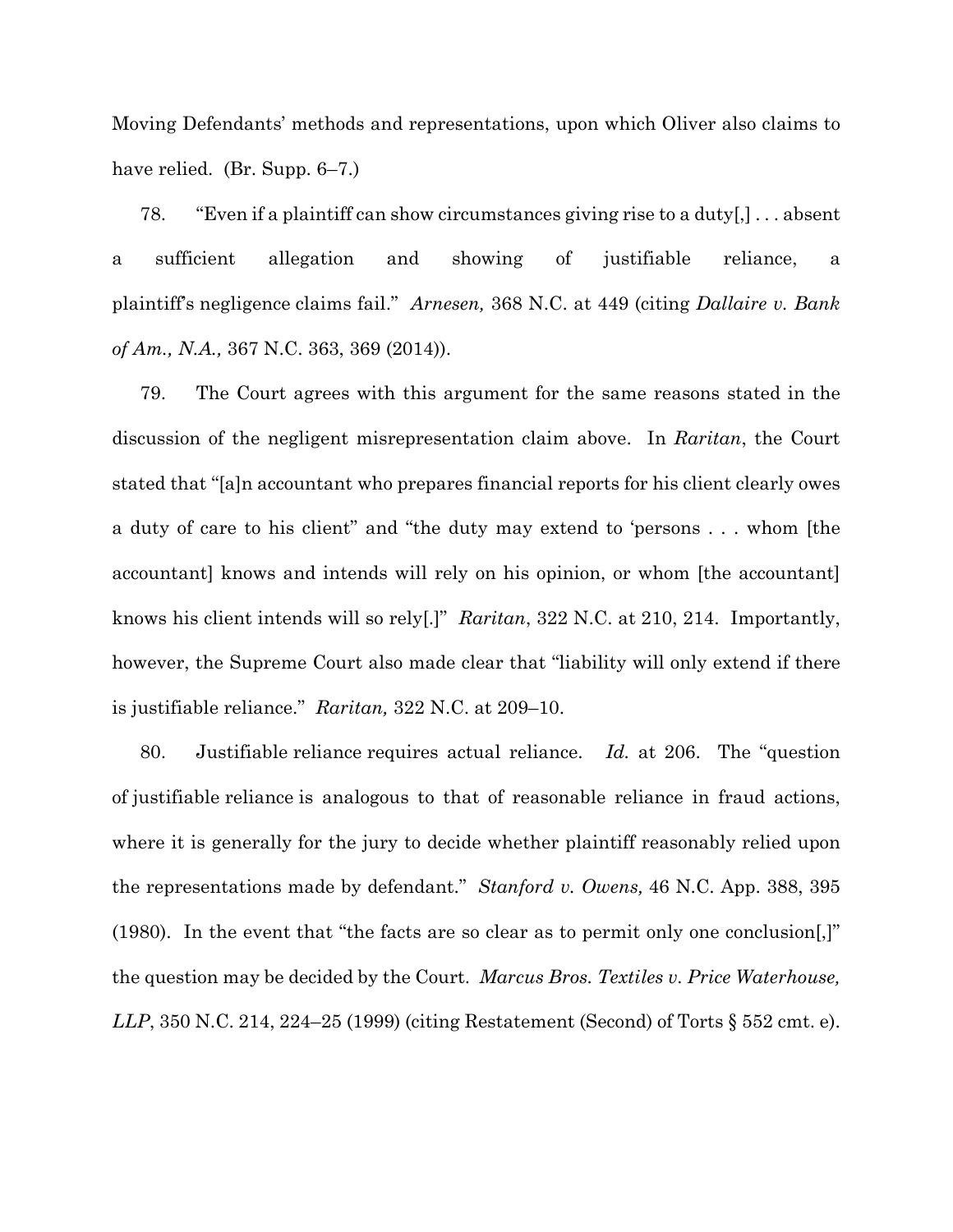Moving Defendants' methods and representations, upon which Oliver also claims to have relied. (Br. Supp. 6–7.)

78. "Even if a plaintiff can show circumstances giving rise to a duty[,] . . . absent a sufficient allegation and showing of justifiable reliance, a plaintiff's negligence claims fail." *Arnesen,* 368 N.C. at 449 (citing *Dallaire v. Bank of Am., N.A.,* 367 N.C. 363, 369 (2014)).

79. The Court agrees with this argument for the same reasons stated in the discussion of the negligent misrepresentation claim above. In *Raritan*, the Court stated that "[a]n accountant who prepares financial reports for his client clearly owes a duty of care to his client" and "the duty may extend to 'persons . . . whom [the accountant] knows and intends will rely on his opinion, or whom [the accountant] knows his client intends will so rely[.]" *Raritan*, 322 N.C. at 210, 214. Importantly, however, the Supreme Court also made clear that "liability will only extend if there is justifiable reliance." *Raritan,* 322 N.C. at 209–10.

80. Justifiable reliance requires actual reliance. *Id.* at 206. The "question of justifiable reliance is analogous to that of reasonable reliance in fraud actions, where it is generally for the jury to decide whether plaintiff reasonably relied upon the representations made by defendant." *Stanford v. Owens,* 46 N.C. App. 388, 395 (1980). In the event that "the facts are so clear as to permit only one conclusion[,]" the question may be decided by the Court. *Marcus Bros. Textiles v. Price Waterhouse, LLP*, 350 N.C. 214, 224–25 (1999) (citing Restatement (Second) of Torts § 552 cmt. e).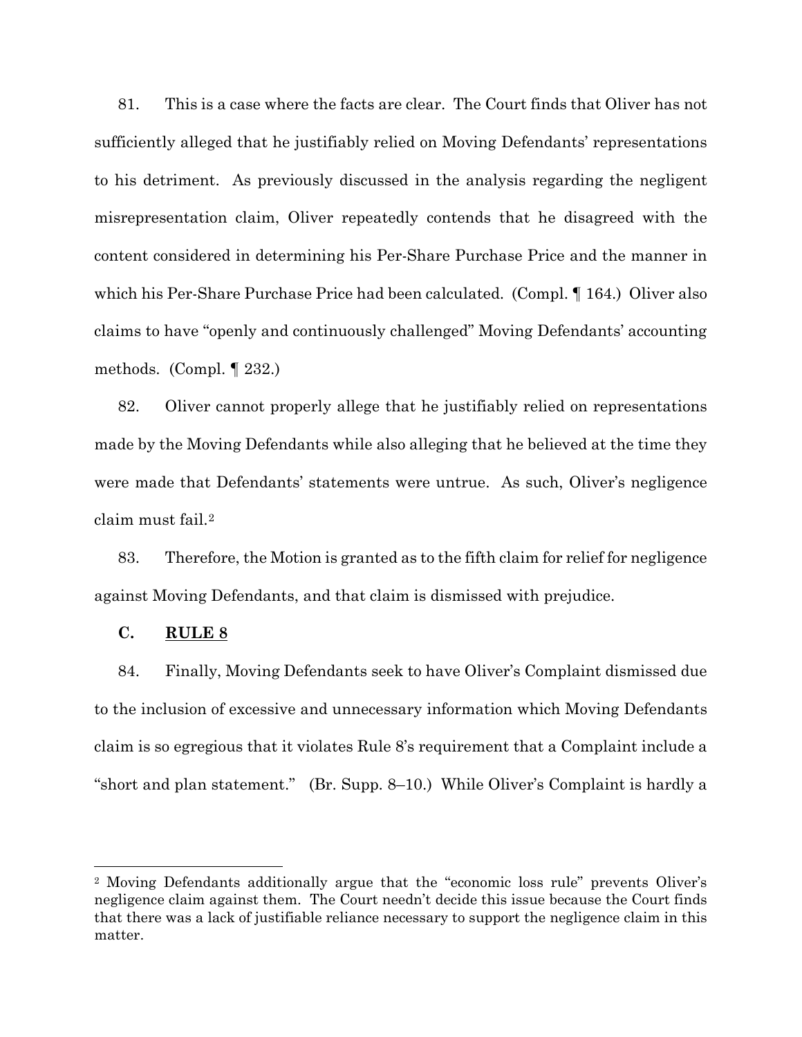81. This is a case where the facts are clear. The Court finds that Oliver has not sufficiently alleged that he justifiably relied on Moving Defendants' representations to his detriment. As previously discussed in the analysis regarding the negligent misrepresentation claim, Oliver repeatedly contends that he disagreed with the content considered in determining his Per-Share Purchase Price and the manner in which his Per-Share Purchase Price had been calculated. (Compl. ¶ 164.) Oliver also claims to have "openly and continuously challenged" Moving Defendants' accounting methods. (Compl. ¶ 232.)

82. Oliver cannot properly allege that he justifiably relied on representations made by the Moving Defendants while also alleging that he believed at the time they were made that Defendants' statements were untrue. As such, Oliver's negligence claim must fail.[2]

83. Therefore, the Motion is granted as to the fifth claim for relief for negligence against Moving Defendants, and that claim is dismissed with prejudice.

**C. <u>RULE 8</u>**

84. Finally, Moving Defendants seek to have Oliver's Complaint dismissed due to the inclusion of excessive and unnecessary information which Moving Defendants claim is so egregious that it violates Rule 8's requirement that a Complaint include a "short and plan statement." (Br. Supp. 8–10.) While Oliver's Complaint is hardly a

---

[2] Moving Defendants additionally argue that the "economic loss rule" prevents Oliver's negligence claim against them. The Court needn't decide this issue because the Court finds that there was a lack of justifiable reliance necessary to support the negligence claim in this matter.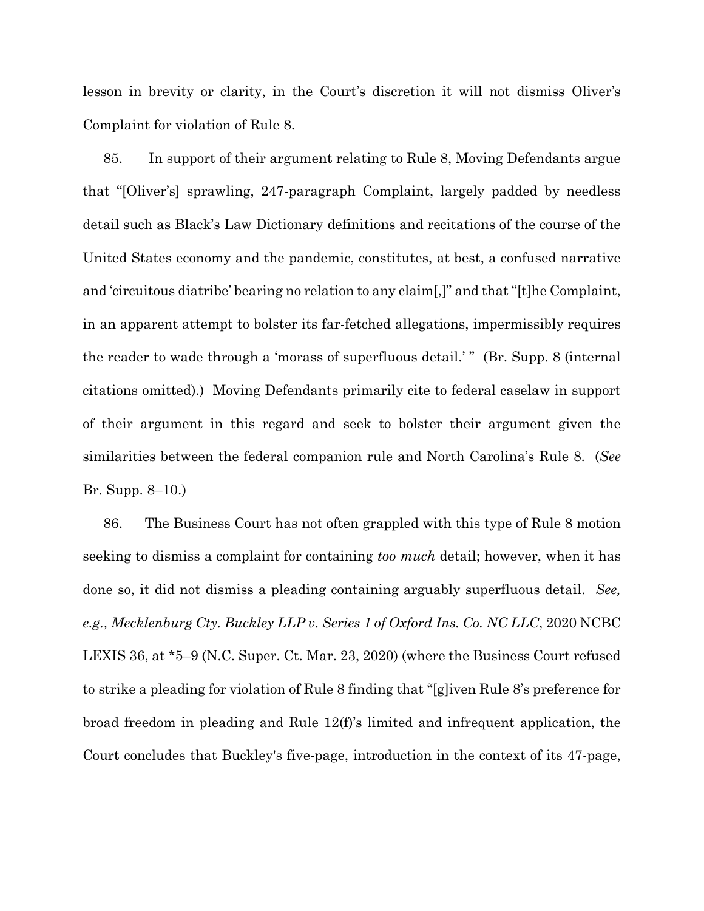lesson in brevity or clarity, in the Court's discretion it will not dismiss Oliver's Complaint for violation of Rule 8.

85. In support of their argument relating to Rule 8, Moving Defendants argue that "[Oliver's] sprawling, 247-paragraph Complaint, largely padded by needless detail such as Black's Law Dictionary definitions and recitations of the course of the United States economy and the pandemic, constitutes, at best, a confused narrative and 'circuitous diatribe' bearing no relation to any claim[,]" and that "[t]he Complaint, in an apparent attempt to bolster its far-fetched allegations, impermissibly requires the reader to wade through a 'morass of superfluous detail.' " (Br. Supp. 8 (internal citations omitted).) Moving Defendants primarily cite to federal caselaw in support of their argument in this regard and seek to bolster their argument given the similarities between the federal companion rule and North Carolina's Rule 8. (*See* Br. Supp. 8–10.)

86. The Business Court has not often grappled with this type of Rule 8 motion seeking to dismiss a complaint for containing *too much* detail; however, when it has done so, it did not dismiss a pleading containing arguably superfluous detail. *See, e.g., Mecklenburg Cty. Buckley LLP v. Series 1 of Oxford Ins. Co. NC LLC*, 2020 NCBC LEXIS 36, at *5–9 (N.C. Super. Ct. Mar. 23, 2020) (where the Business Court refused to strike a pleading for violation of Rule 8 finding that "[g]iven Rule 8's preference for broad freedom in pleading and Rule 12(f)'s limited and infrequent application, the Court concludes that Buckley's five-page, introduction in the context of its 47-page,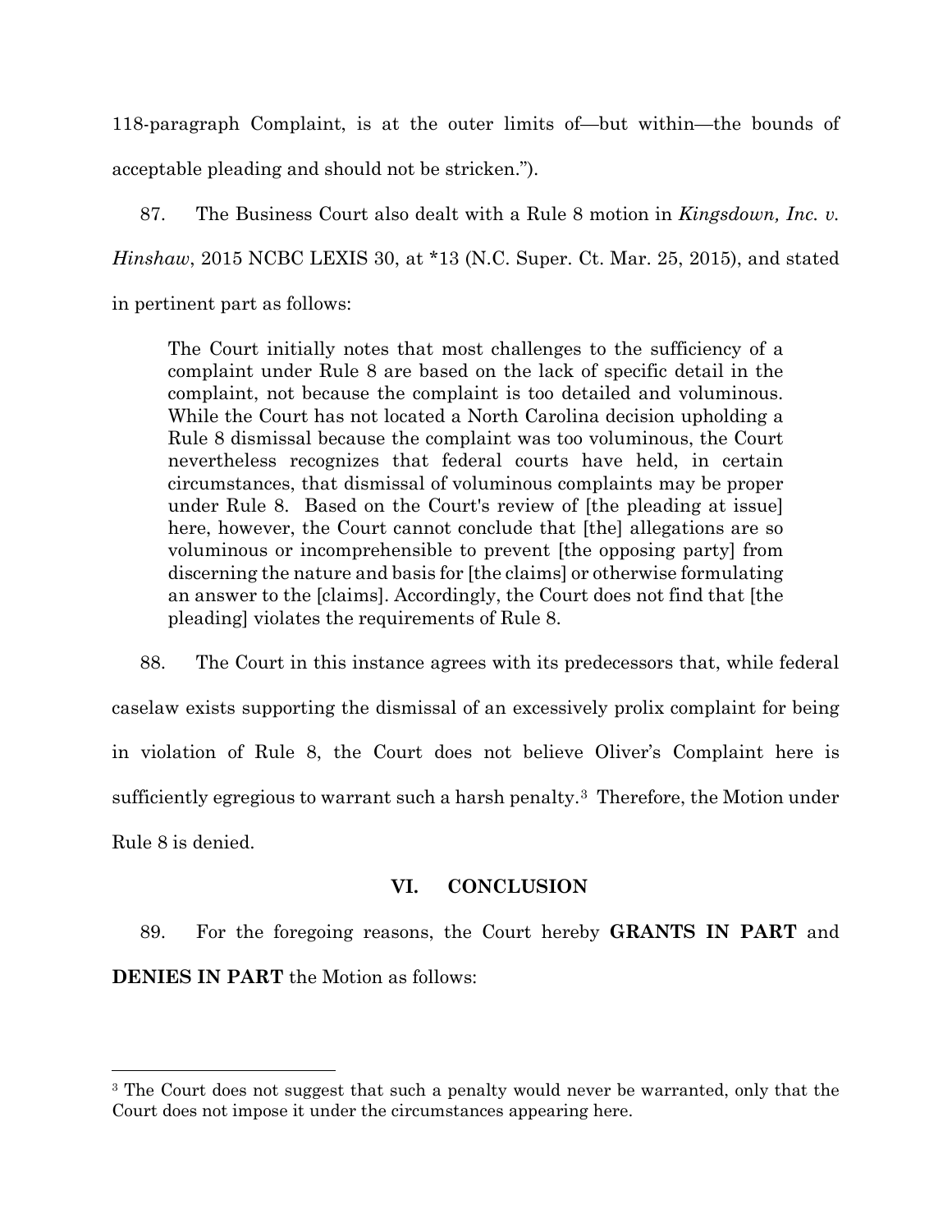118-paragraph Complaint, is at the outer limits of—but within—the bounds of acceptable pleading and should not be stricken.").

87. The Business Court also dealt with a Rule 8 motion in *Kingsdown, Inc. v. Hinshaw*, 2015 NCBC LEXIS 30, at *13 (N.C. Super. Ct. Mar. 25, 2015), and stated in pertinent part as follows:

> The Court initially notes that most challenges to the sufficiency of a complaint under Rule 8 are based on the lack of specific detail in the complaint, not because the complaint is too detailed and voluminous. While the Court has not located a North Carolina decision upholding a Rule 8 dismissal because the complaint was too voluminous, the Court nevertheless recognizes that federal courts have held, in certain circumstances, that dismissal of voluminous complaints may be proper under Rule 8. Based on the Court's review of [the pleading at issue] here, however, the Court cannot conclude that [the] allegations are so voluminous or incomprehensible to prevent [the opposing party] from discerning the nature and basis for [the claims] or otherwise formulating an answer to the [claims]. Accordingly, the Court does not find that [the pleading] violates the requirements of Rule 8.

88. The Court in this instance agrees with its predecessors that, while federal caselaw exists supporting the dismissal of an excessively prolix complaint for being in violation of Rule 8, the Court does not believe Oliver's Complaint here is sufficiently egregious to warrant such a harsh penalty.[3] Therefore, the Motion under Rule 8 is denied.

## VI. CONCLUSION

89. For the foregoing reasons, the Court hereby **GRANTS IN PART** and **DENIES IN PART** the Motion as follows:

---

[3] The Court does not suggest that such a penalty would never be warranted, only that the Court does not impose it under the circumstances appearing here.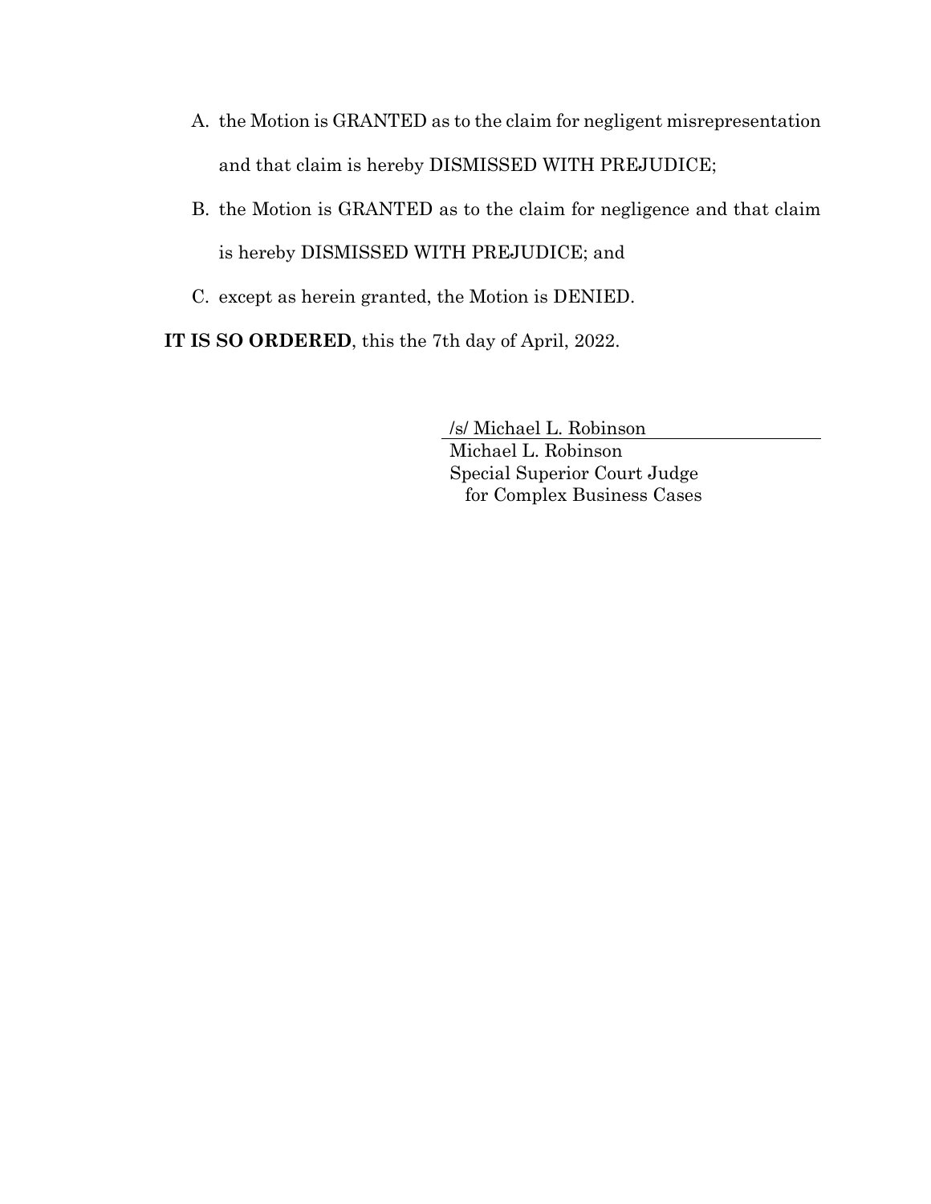A. the Motion is GRANTED as to the claim for negligent misrepresentation and that claim is hereby DISMISSED WITH PREJUDICE;

B. the Motion is GRANTED as to the claim for negligence and that claim is hereby DISMISSED WITH PREJUDICE; and

C. except as herein granted, the Motion is DENIED.

**IT IS SO ORDERED**, this the 7th day of April, 2022.

/s/ Michael L. Robinson
Michael L. Robinson
Special Superior Court Judge
for Complex Business Cases